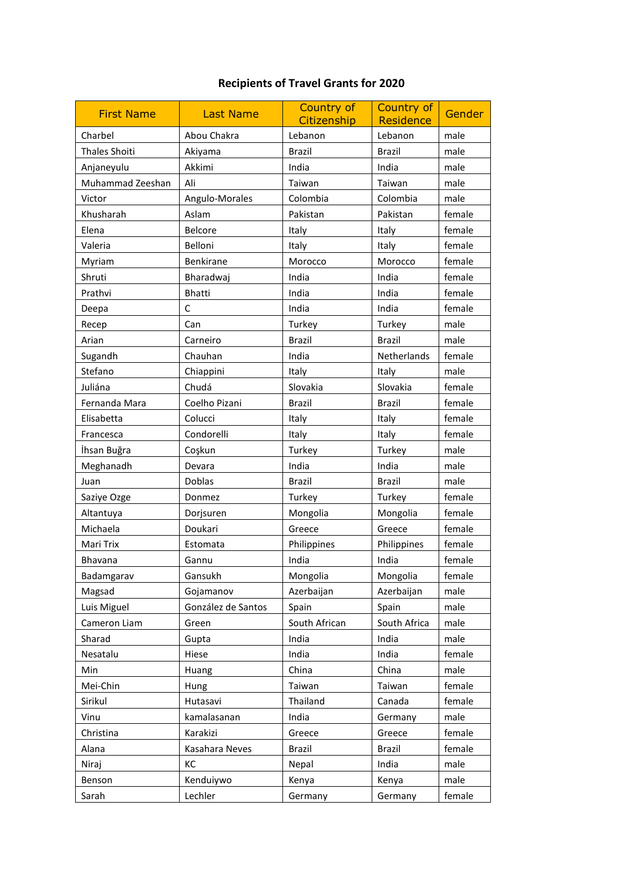**Recipients of Travel Grants for 2020**

| First Name | Last Name | Country of Citizenship | Country of Residence | Gender |
|---|---|---|---|---|
| Charbel | Abou Chakra | Lebanon | Lebanon | male |
| Thales Shoiti | Akiyama | Brazil | Brazil | male |
| Anjaneyulu | Akkimi | India | India | male |
| Muhammad Zeeshan | Ali | Taiwan | Taiwan | male |
| Victor | Angulo-Morales | Colombia | Colombia | male |
| Khusharah | Aslam | Pakistan | Pakistan | female |
| Elena | Belcore | Italy | Italy | female |
| Valeria | Belloni | Italy | Italy | female |
| Myriam | Benkirane | Morocco | Morocco | female |
| Shruti | Bharadwaj | India | India | female |
| Prathvi | Bhatti | India | India | female |
| Deepa | C | India | India | female |
| Recep | Can | Turkey | Turkey | male |
| Arian | Carneiro | Brazil | Brazil | male |
| Sugandh | Chauhan | India | Netherlands | female |
| Stefano | Chiappini | Italy | Italy | male |
| Juliána | Chudá | Slovakia | Slovakia | female |
| Fernanda Mara | Coelho Pizani | Brazil | Brazil | female |
| Elisabetta | Colucci | Italy | Italy | female |
| Francesca | Condorelli | Italy | Italy | female |
| İhsan Buğra | Coşkun | Turkey | Turkey | male |
| Meghanadh | Devara | India | India | male |
| Juan | Doblas | Brazil | Brazil | male |
| Saziye Ozge | Donmez | Turkey | Turkey | female |
| Altantuya | Dorjsuren | Mongolia | Mongolia | female |
| Michaela | Doukari | Greece | Greece | female |
| Mari Trix | Estomata | Philippines | Philippines | female |
| Bhavana | Gannu | India | India | female |
| Badamgarav | Gansukh | Mongolia | Mongolia | female |
| Magsad | Gojamanov | Azerbaijan | Azerbaijan | male |
| Luis Miguel | González de Santos | Spain | Spain | male |
| Cameron Liam | Green | South African | South Africa | male |
| Sharad | Gupta | India | India | male |
| Nesatalu | Hiese | India | India | female |
| Min | Huang | China | China | male |
| Mei-Chin | Hung | Taiwan | Taiwan | female |
| Sirikul | Hutasavi | Thailand | Canada | female |
| Vinu | kamalasanan | India | Germany | male |
| Christina | Karakizi | Greece | Greece | female |
| Alana | Kasahara Neves | Brazil | Brazil | female |
| Niraj | KC | Nepal | India | male |
| Benson | Kenduiywo | Kenya | Kenya | male |
| Sarah | Lechler | Germany | Germany | female |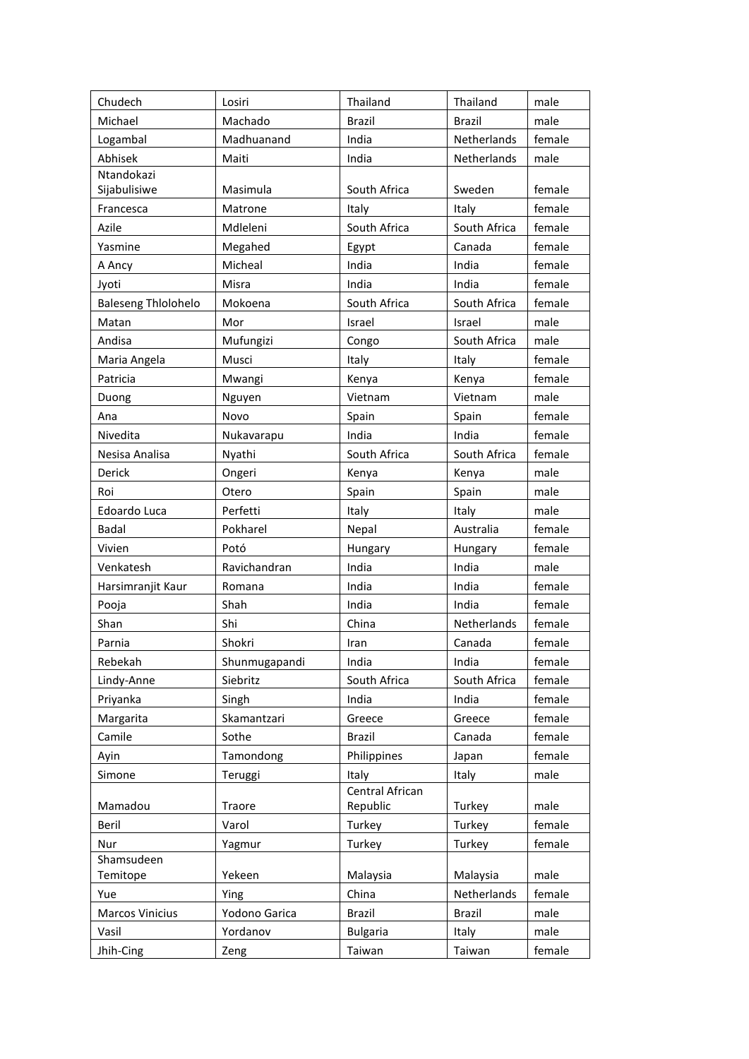| | | | | |
|---|---|---|---|---|
| Chudech | Losiri | Thailand | Thailand | male |
| Michael | Machado | Brazil | Brazil | male |
| Logambal | Madhuanand | India | Netherlands | female |
| Abhisek | Maiti | India | Netherlands | male |
| Ntandokazi Sijabulisiwe | Masimula | South Africa | Sweden | female |
| Francesca | Matrone | Italy | Italy | female |
| Azile | Mdleleni | South Africa | South Africa | female |
| Yasmine | Megahed | Egypt | Canada | female |
| A Ancy | Micheal | India | India | female |
| Jyoti | Misra | India | India | female |
| Baleseng Thlolohelo | Mokoena | South Africa | South Africa | female |
| Matan | Mor | Israel | Israel | male |
| Andisa | Mufungizi | Congo | South Africa | male |
| Maria Angela | Musci | Italy | Italy | female |
| Patricia | Mwangi | Kenya | Kenya | female |
| Duong | Nguyen | Vietnam | Vietnam | male |
| Ana | Novo | Spain | Spain | female |
| Nivedita | Nukavarapu | India | India | female |
| Nesisa Analisa | Nyathi | South Africa | South Africa | female |
| Derick | Ongeri | Kenya | Kenya | male |
| Roi | Otero | Spain | Spain | male |
| Edoardo Luca | Perfetti | Italy | Italy | male |
| Badal | Pokharel | Nepal | Australia | female |
| Vivien | Potó | Hungary | Hungary | female |
| Venkatesh | Ravichandran | India | India | male |
| Harsimranjit Kaur | Romana | India | India | female |
| Pooja | Shah | India | India | female |
| Shan | Shi | China | Netherlands | female |
| Parnia | Shokri | Iran | Canada | female |
| Rebekah | Shunmugapandi | India | India | female |
| Lindy-Anne | Siebritz | South Africa | South Africa | female |
| Priyanka | Singh | India | India | female |
| Margarita | Skamantzari | Greece | Greece | female |
| Camile | Sothe | Brazil | Canada | female |
| Ayin | Tamondong | Philippines | Japan | female |
| Simone | Teruggi | Italy | Italy | male |
| Mamadou | Traore | Central African Republic | Turkey | male |
| Beril | Varol | Turkey | Turkey | female |
| Nur | Yagmur | Turkey | Turkey | female |
| Shamsudeen Temitope | Yekeen | Malaysia | Malaysia | male |
| Yue | Ying | China | Netherlands | female |
| Marcos Vinicius | Yodono Garica | Brazil | Brazil | male |
| Vasil | Yordanov | Bulgaria | Italy | male |
| Jhih-Cing | Zeng | Taiwan | Taiwan | female |